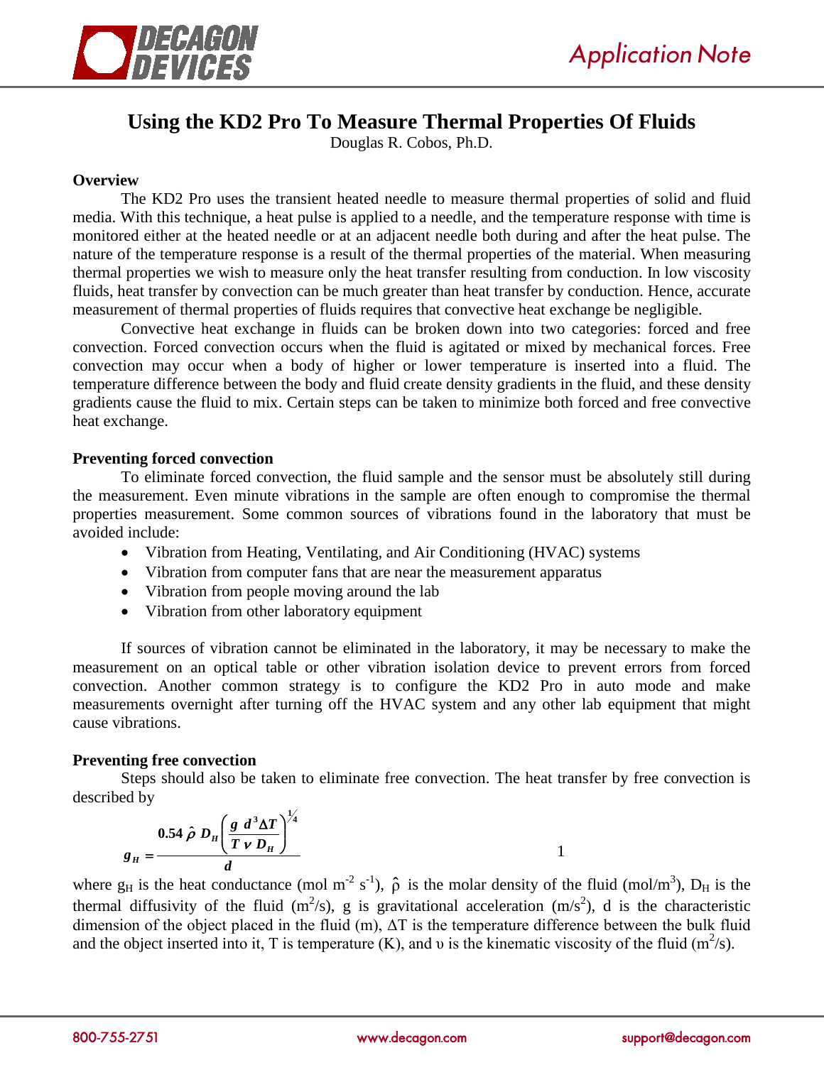# Using the KD2 Pro To Measure Thermal Properties Of Fluids

Douglas R. Cobos, Ph.D.

## Overview

The KD2 Pro uses the transient heated needle to measure thermal properties of solid and fluid media. With this technique, a heat pulse is applied to a needle, and the temperature response with time is monitored either at the heated needle or at an adjacent needle both during and after the heat pulse. The nature of the temperature response is a result of the thermal properties of the material. When measuring thermal properties we wish to measure only the heat transfer resulting from conduction. In low viscosity fluids, heat transfer by convection can be much greater than heat transfer by conduction. Hence, accurate measurement of thermal properties of fluids requires that convective heat exchange be negligible.

Convective heat exchange in fluids can be broken down into two categories: forced and free convection. Forced convection occurs when the fluid is agitated or mixed by mechanical forces. Free convection may occur when a body of higher or lower temperature is inserted into a fluid. The temperature difference between the body and fluid create density gradients in the fluid, and these density gradients cause the fluid to mix. Certain steps can be taken to minimize both forced and free convective heat exchange.

## Preventing forced convection

To eliminate forced convection, the fluid sample and the sensor must be absolutely still during the measurement. Even minute vibrations in the sample are often enough to compromise the thermal properties measurement. Some common sources of vibrations found in the laboratory that must be avoided include:

- Vibration from Heating, Ventilating, and Air Conditioning (HVAC) systems
- Vibration from computer fans that are near the measurement apparatus
- Vibration from people moving around the lab
- Vibration from other laboratory equipment

If sources of vibration cannot be eliminated in the laboratory, it may be necessary to make the measurement on an optical table or other vibration isolation device to prevent errors from forced convection. Another common strategy is to configure the KD2 Pro in auto mode and make measurements overnight after turning off the HVAC system and any other lab equipment that might cause vibrations.

## Preventing free convection

Steps should also be taken to eliminate free convection. The heat transfer by free convection is described by

$$g_H = \frac{0.54\,\hat{\rho}\,D_H\left(\frac{g\,d^3\Delta T}{T\,\nu\,D_H}\right)^{1/4}}{d} \qquad (1)$$

where $g_H$ is the heat conductance (mol m$^{-2}$ s$^{-1}$), $\hat{\rho}$ is the molar density of the fluid (mol/m$^3$), $D_H$ is the thermal diffusivity of the fluid (m$^2$/s), g is gravitational acceleration (m/s$^2$), d is the characteristic dimension of the object placed in the fluid (m), $\Delta T$ is the temperature difference between the bulk fluid and the object inserted into it, T is temperature (K), and $\upsilon$ is the kinematic viscosity of the fluid (m$^2$/s).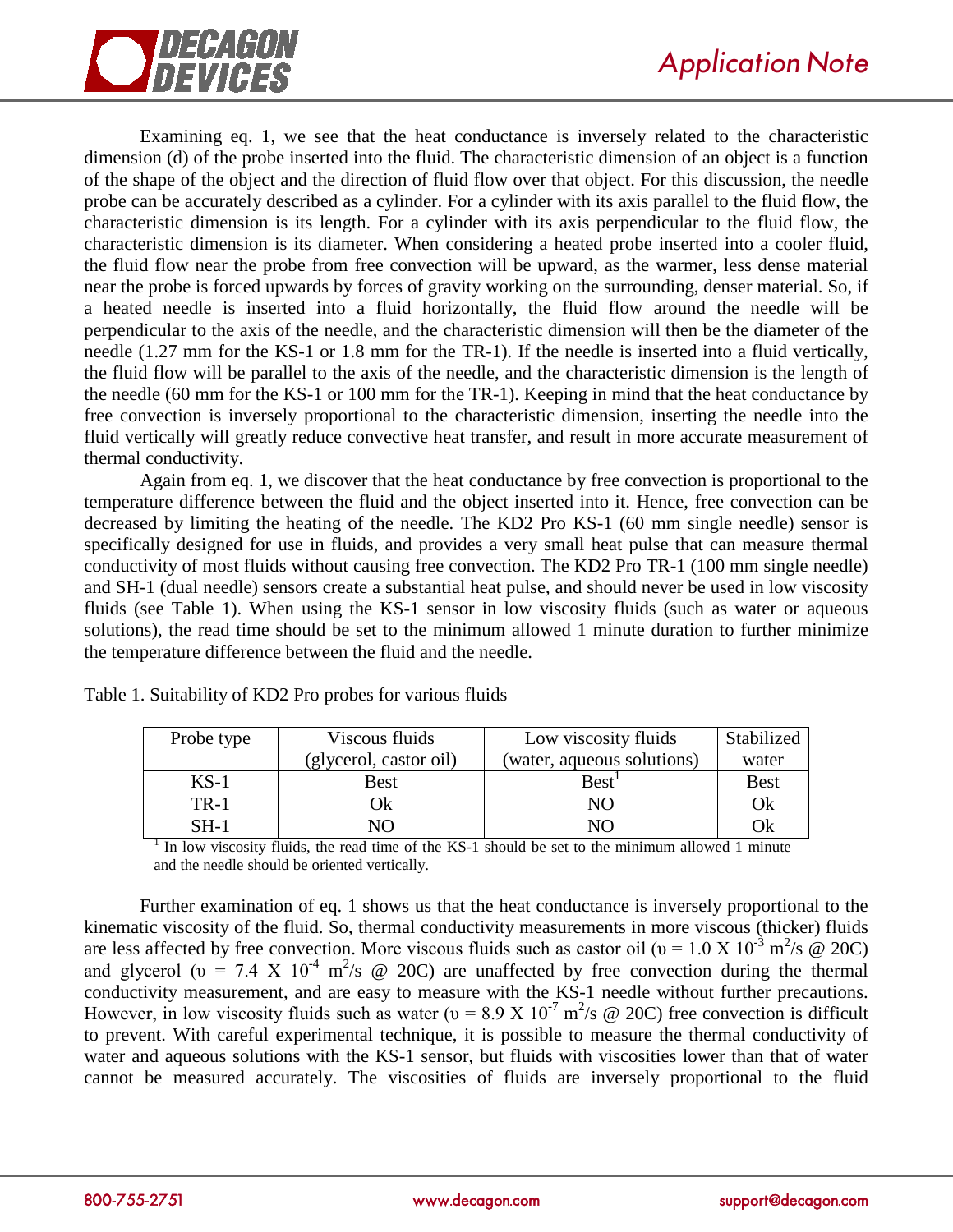Examining eq. 1, we see that the heat conductance is inversely related to the characteristic dimension (d) of the probe inserted into the fluid. The characteristic dimension of an object is a function of the shape of the object and the direction of fluid flow over that object. For this discussion, the needle probe can be accurately described as a cylinder. For a cylinder with its axis parallel to the fluid flow, the characteristic dimension is its length. For a cylinder with its axis perpendicular to the fluid flow, the characteristic dimension is its diameter. When considering a heated probe inserted into a cooler fluid, the fluid flow near the probe from free convection will be upward, as the warmer, less dense material near the probe is forced upwards by forces of gravity working on the surrounding, denser material. So, if a heated needle is inserted into a fluid horizontally, the fluid flow around the needle will be perpendicular to the axis of the needle, and the characteristic dimension will then be the diameter of the needle (1.27 mm for the KS-1 or 1.8 mm for the TR-1). If the needle is inserted into a fluid vertically, the fluid flow will be parallel to the axis of the needle, and the characteristic dimension is the length of the needle (60 mm for the KS-1 or 100 mm for the TR-1). Keeping in mind that the heat conductance by free convection is inversely proportional to the characteristic dimension, inserting the needle into the fluid vertically will greatly reduce convective heat transfer, and result in more accurate measurement of thermal conductivity.

Again from eq. 1, we discover that the heat conductance by free convection is proportional to the temperature difference between the fluid and the object inserted into it. Hence, free convection can be decreased by limiting the heating of the needle. The KD2 Pro KS-1 (60 mm single needle) sensor is specifically designed for use in fluids, and provides a very small heat pulse that can measure thermal conductivity of most fluids without causing free convection. The KD2 Pro TR-1 (100 mm single needle) and SH-1 (dual needle) sensors create a substantial heat pulse, and should never be used in low viscosity fluids (see Table 1). When using the KS-1 sensor in low viscosity fluids (such as water or aqueous solutions), the read time should be set to the minimum allowed 1 minute duration to further minimize the temperature difference between the fluid and the needle.

Table 1. Suitability of KD2 Pro probes for various fluids

| Probe type | Viscous fluids (glycerol, castor oil) | Low viscosity fluids (water, aqueous solutions) | Stabilized water |
|---|---|---|---|
| KS-1 | Best | Best[1] | Best |
| TR-1 | Ok | NO | Ok |
| SH-1 | NO | NO | Ok |

[1] In low viscosity fluids, the read time of the KS-1 should be set to the minimum allowed 1 minute and the needle should be oriented vertically.

Further examination of eq. 1 shows us that the heat conductance is inversely proportional to the kinematic viscosity of the fluid. So, thermal conductivity measurements in more viscous (thicker) fluids are less affected by free convection. More viscous fluids such as castor oil ($\upsilon = 1.0 \times 10^{-3}$ m$^2$/s @ 20C) and glycerol ($\upsilon = 7.4 \times 10^{-4}$ m$^2$/s @ 20C) are unaffected by free convection during the thermal conductivity measurement, and are easy to measure with the KS-1 needle without further precautions. However, in low viscosity fluids such as water ($\upsilon = 8.9 \times 10^{-7}$ m$^2$/s @ 20C) free convection is difficult to prevent. With careful experimental technique, it is possible to measure the thermal conductivity of water and aqueous solutions with the KS-1 sensor, but fluids with viscosities lower than that of water cannot be measured accurately. The viscosities of fluids are inversely proportional to the fluid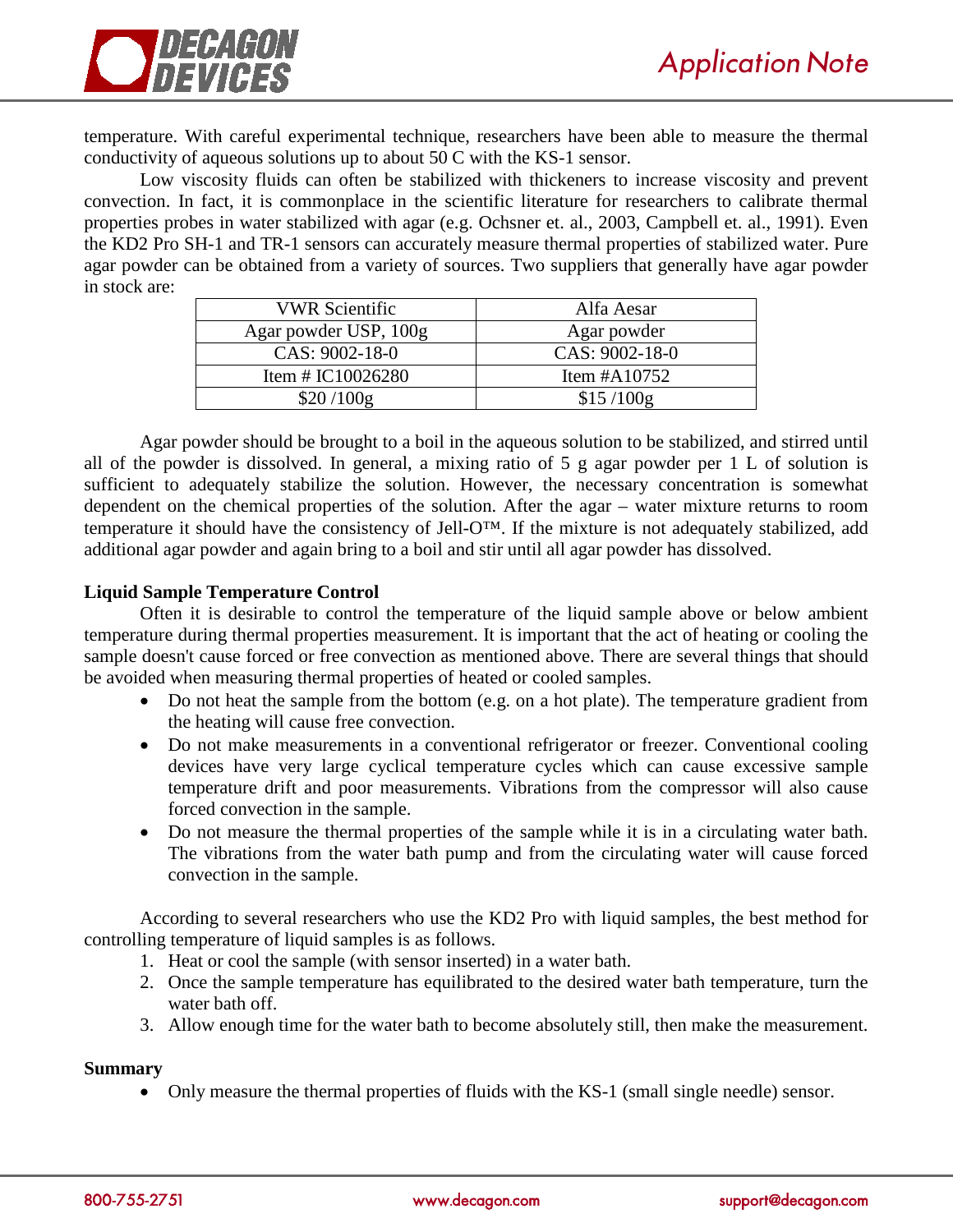temperature. With careful experimental technique, researchers have been able to measure the thermal conductivity of aqueous solutions up to about 50 C with the KS-1 sensor.

Low viscosity fluids can often be stabilized with thickeners to increase viscosity and prevent convection. In fact, it is commonplace in the scientific literature for researchers to calibrate thermal properties probes in water stabilized with agar (e.g. Ochsner et. al., 2003, Campbell et. al., 1991). Even the KD2 Pro SH-1 and TR-1 sensors can accurately measure thermal properties of stabilized water. Pure agar powder can be obtained from a variety of sources. Two suppliers that generally have agar powder in stock are:

| VWR Scientific | Alfa Aesar |
|---|---|
| Agar powder USP, 100g | Agar powder |
| CAS: 9002-18-0 | CAS: 9002-18-0 |
| Item # IC10026280 | Item #A10752 |
| $20 /100g | $15 /100g |

Agar powder should be brought to a boil in the aqueous solution to be stabilized, and stirred until all of the powder is dissolved. In general, a mixing ratio of 5 g agar powder per 1 L of solution is sufficient to adequately stabilize the solution. However, the necessary concentration is somewhat dependent on the chemical properties of the solution. After the agar – water mixture returns to room temperature it should have the consistency of Jell-O™. If the mixture is not adequately stabilized, add additional agar powder and again bring to a boil and stir until all agar powder has dissolved.

**Liquid Sample Temperature Control**

Often it is desirable to control the temperature of the liquid sample above or below ambient temperature during thermal properties measurement. It is important that the act of heating or cooling the sample doesn't cause forced or free convection as mentioned above. There are several things that should be avoided when measuring thermal properties of heated or cooled samples.

- Do not heat the sample from the bottom (e.g. on a hot plate). The temperature gradient from the heating will cause free convection.
- Do not make measurements in a conventional refrigerator or freezer. Conventional cooling devices have very large cyclical temperature cycles which can cause excessive sample temperature drift and poor measurements. Vibrations from the compressor will also cause forced convection in the sample.
- Do not measure the thermal properties of the sample while it is in a circulating water bath. The vibrations from the water bath pump and from the circulating water will cause forced convection in the sample.

According to several researchers who use the KD2 Pro with liquid samples, the best method for controlling temperature of liquid samples is as follows.

1. Heat or cool the sample (with sensor inserted) in a water bath.
2. Once the sample temperature has equilibrated to the desired water bath temperature, turn the water bath off.
3. Allow enough time for the water bath to become absolutely still, then make the measurement.

**Summary**

- Only measure the thermal properties of fluids with the KS-1 (small single needle) sensor.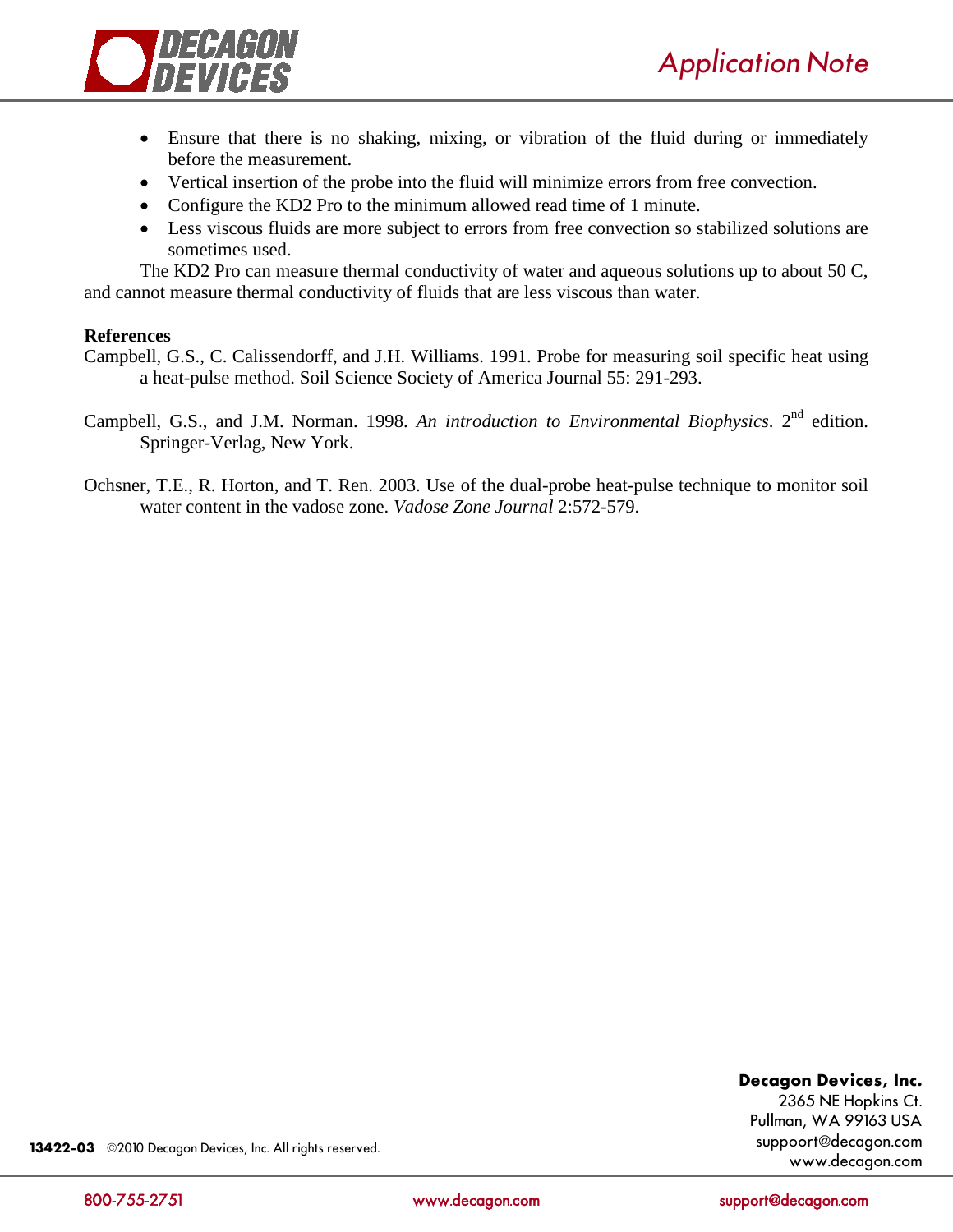- Ensure that there is no shaking, mixing, or vibration of the fluid during or immediately before the measurement.
- Vertical insertion of the probe into the fluid will minimize errors from free convection.
- Configure the KD2 Pro to the minimum allowed read time of 1 minute.
- Less viscous fluids are more subject to errors from free convection so stabilized solutions are sometimes used.

The KD2 Pro can measure thermal conductivity of water and aqueous solutions up to about 50 C, and cannot measure thermal conductivity of fluids that are less viscous than water.

**References**

Campbell, G.S., C. Calissendorff, and J.H. Williams. 1991. Probe for measuring soil specific heat using a heat-pulse method. Soil Science Society of America Journal 55: 291-293.

Campbell, G.S., and J.M. Norman. 1998. *An introduction to Environmental Biophysics*. 2nd edition. Springer-Verlag, New York.

Ochsner, T.E., R. Horton, and T. Ren. 2003. Use of the dual-probe heat-pulse technique to monitor soil water content in the vadose zone. *Vadose Zone Journal* 2:572-579.

**Decagon Devices, Inc.**
2365 NE Hopkins Ct.
Pullman, WA 99163 USA
suppoort@decagon.com
www.decagon.com

**13422-03** ©2010 Decagon Devices, Inc. All rights reserved.